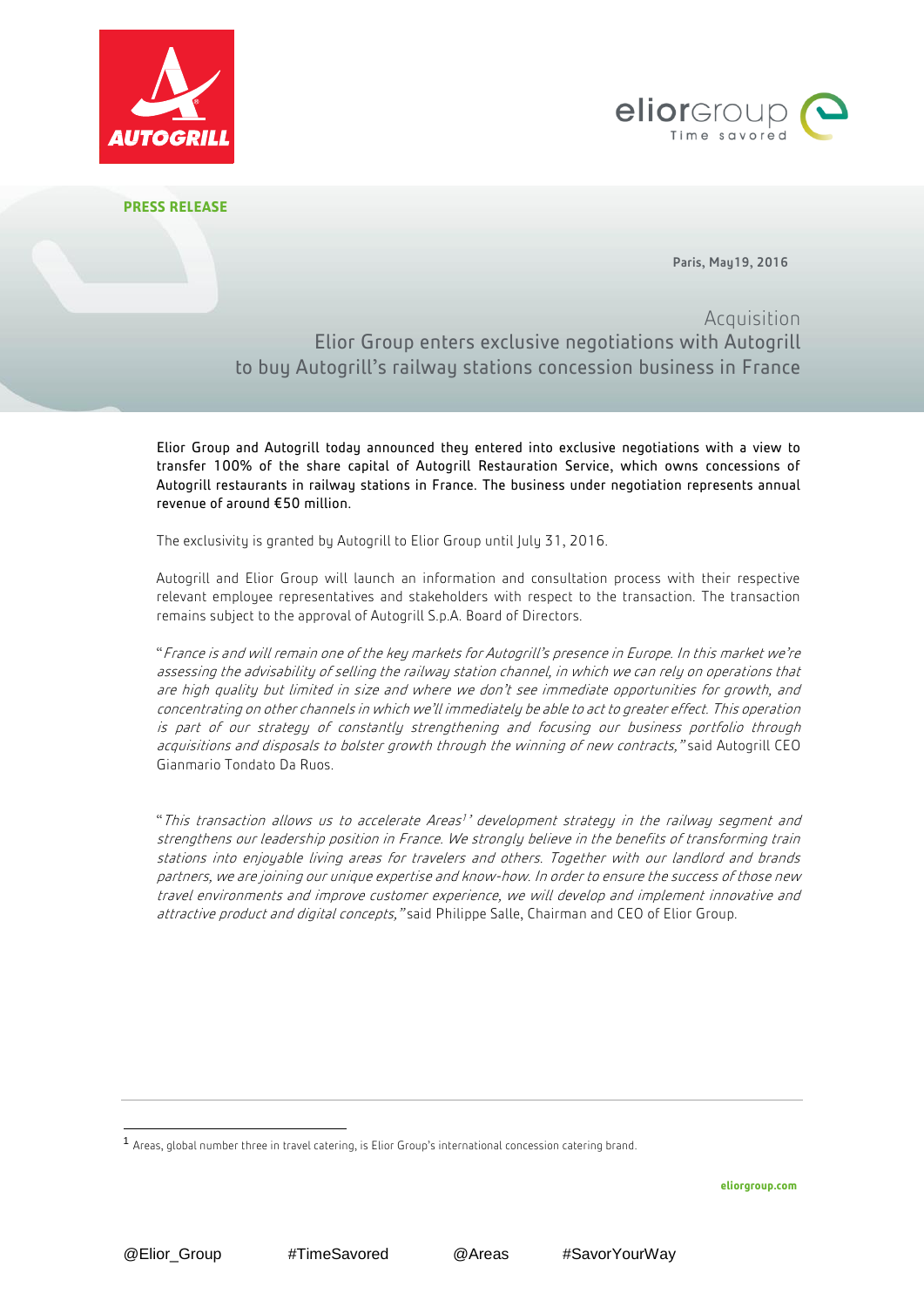**PRESS RELEASE**

Paris, May19, 2016

# Acquisition
## Elior Group enters exclusive negotiations with Autogrill to buy Autogrill's railway stations concession business in France

Elior Group and Autogrill today announced they entered into exclusive negotiations with a view to transfer 100% of the share capital of Autogrill Restauration Service, which owns concessions of Autogrill restaurants in railway stations in France. The business under negotiation represents annual revenue of around €50 million.

The exclusivity is granted by Autogrill to Elior Group until July 31, 2016.

Autogrill and Elior Group will launch an information and consultation process with their respective relevant employee representatives and stakeholders with respect to the transaction. The transaction remains subject to the approval of Autogrill S.p.A. Board of Directors.

"*France is and will remain one of the key markets for Autogrill's presence in Europe. In this market we're assessing the advisability of selling the railway station channel, in which we can rely on operations that are high quality but limited in size and where we don't see immediate opportunities for growth, and concentrating on other channels in which we'll immediately be able to act to greater effect. This operation is part of our strategy of constantly strengthening and focusing our business portfolio through acquisitions and disposals to bolster growth through the winning of new contracts,"* said Autogrill CEO Gianmario Tondato Da Ruos.

"*This transaction allows us to accelerate Areas*[1]*' development strategy in the railway segment and strengthens our leadership position in France. We strongly believe in the benefits of transforming train stations into enjoyable living areas for travelers and others. Together with our landlord and brands partners, we are joining our unique expertise and know-how. In order to ensure the success of those new travel environments and improve customer experience, we will develop and implement innovative and attractive product and digital concepts,"* said Philippe Salle, Chairman and CEO of Elior Group.

[1] Areas, global number three in travel catering, is Elior Group's international concession catering brand.

eliorgroup.com

@Elior_Group #TimeSavored @Areas #SavorYourWay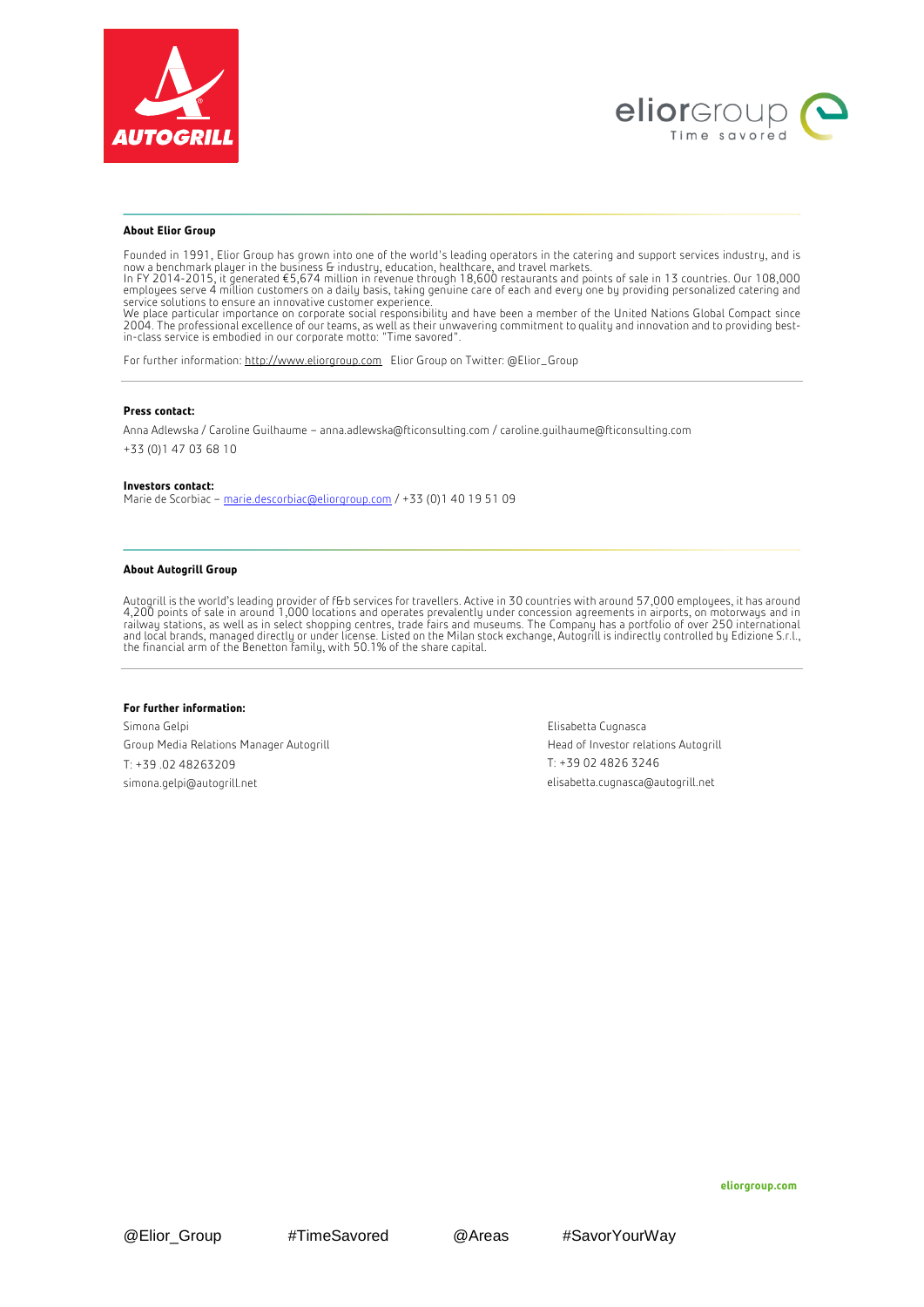### About Elior Group

Founded in 1991, Elior Group has grown into one of the world's leading operators in the catering and support services industry, and is now a benchmark player in the business & industry, education, healthcare, and travel markets.
In FY 2014-2015, it generated €5,674 million in revenue through 18,600 restaurants and points of sale in 13 countries. Our 108,000 employees serve 4 million customers on a daily basis, taking genuine care of each and every one by providing personalized catering and service solutions to ensure an innovative customer experience.
We place particular importance on corporate social responsibility and have been a member of the United Nations Global Compact since 2004. The professional excellence of our teams, as well as their unwavering commitment to quality and innovation and to providing best-in-class service is embodied in our corporate motto: "Time savored".

For further information: http://www.eliorgroup.com Elior Group on Twitter: @Elior_Group

**Press contact:**

Anna Adlewska / Caroline Guilhaume – anna.adlewska@fticonsulting.com / caroline.guilhaume@fticonsulting.com

+33 (0)1 47 03 68 10

**Investors contact:**
Marie de Scorbiac – marie.descorbiac@eliorgroup.com / +33 (0)1 40 19 51 09

### About Autogrill Group

Autogrill is the world's leading provider of f&b services for travellers. Active in 30 countries with around 57,000 employees, it has around 4,200 points of sale in around 1,000 locations and operates prevalently under concession agreements in airports, on motorways and in railway stations, as well as in select shopping centres, trade fairs and museums. The Company has a portfolio of over 250 international and local brands, managed directly or under license. Listed on the Milan stock exchange, Autogrill is indirectly controlled by Edizione S.r.l., the financial arm of the Benetton family, with 50.1% of the share capital.

**For further information:**

Simona Gelpi
Group Media Relations Manager Autogrill
T: +39 .02 48263209
simona.gelpi@autogrill.net

Elisabetta Cugnasca
Head of Investor relations Autogrill
T: +39 02 4826 3246
elisabetta.cugnasca@autogrill.net

eliorgroup.com

@Elior_Group #TimeSavored @Areas #SavorYourWay